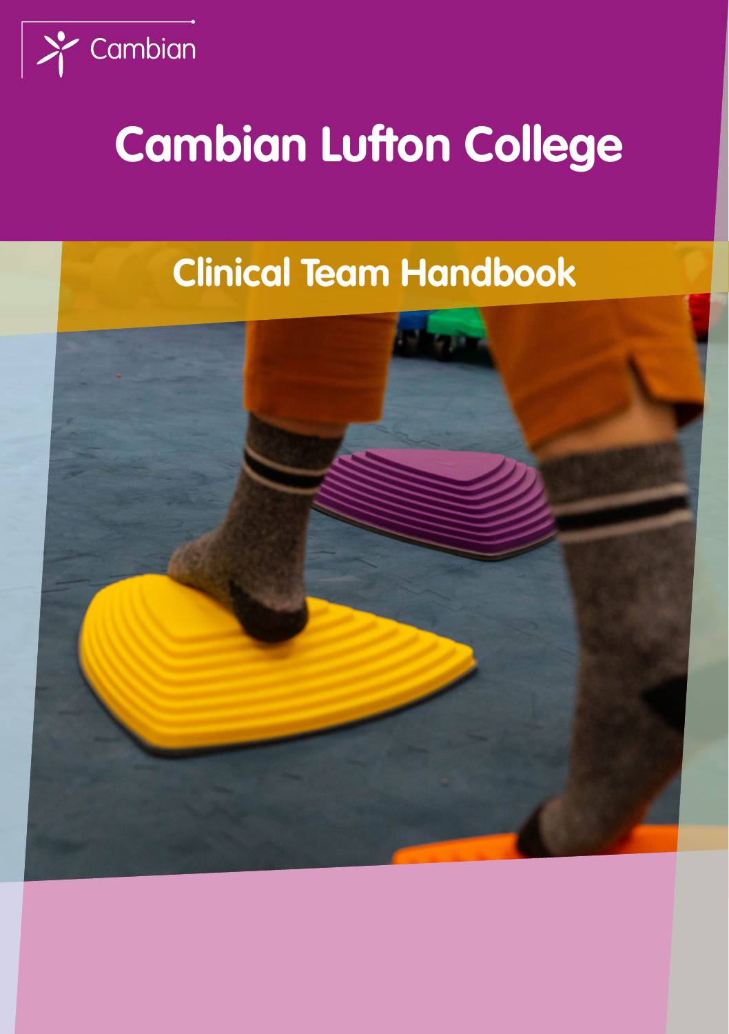Cambian

# Cambian Lufton College

## Clinical Team Handbook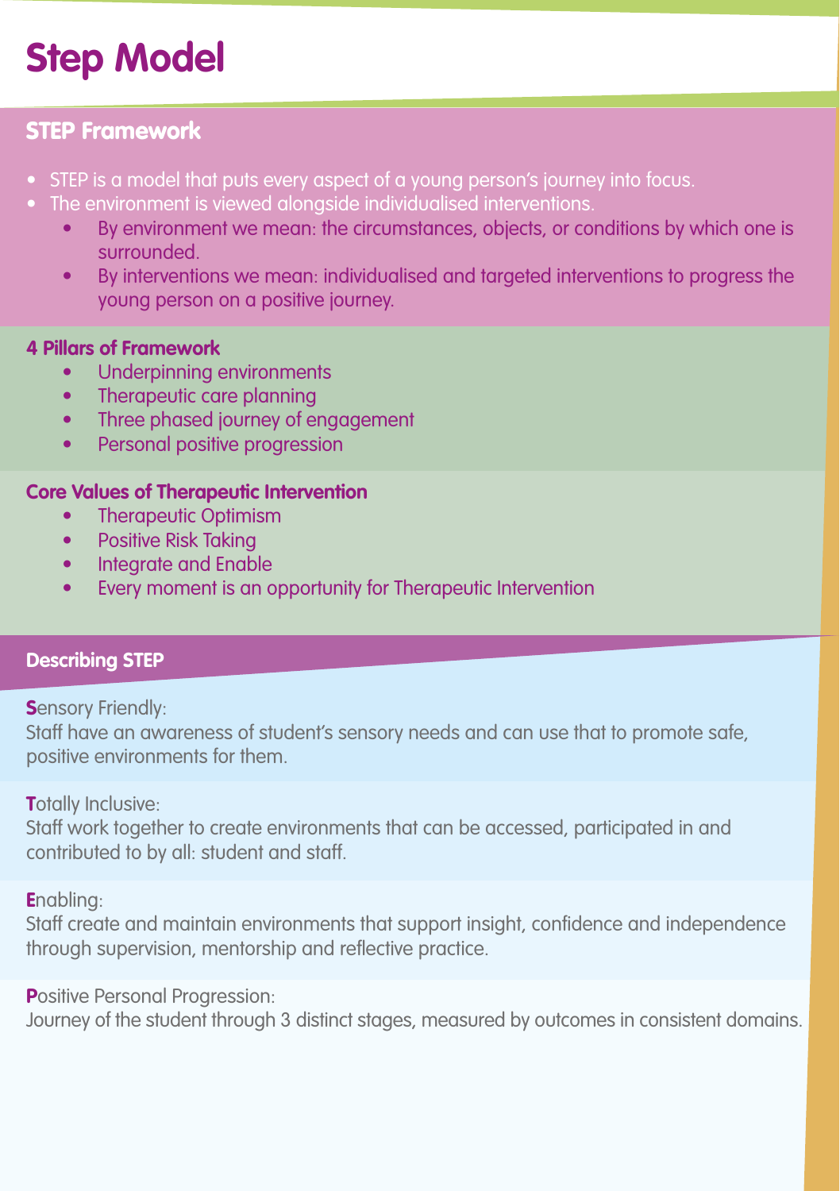# Step Model

## STEP Framework

- STEP is a model that puts every aspect of a young person's journey into focus.
- The environment is viewed alongside individualised interventions.
    - By environment we mean: the circumstances, objects, or conditions by which one is surrounded.
    - By interventions we mean: individualised and targeted interventions to progress the young person on a positive journey.

### 4 Pillars of Framework

- Underpinning environments
- Therapeutic care planning
- Three phased journey of engagement
- Personal positive progression

### Core Values of Therapeutic Intervention

- Therapeutic Optimism
- Positive Risk Taking
- Integrate and Enable
- Every moment is an opportunity for Therapeutic Intervention

## Describing STEP

**S**ensory Friendly:
Staff have an awareness of student's sensory needs and can use that to promote safe, positive environments for them.

**T**otally Inclusive:
Staff work together to create environments that can be accessed, participated in and contributed to by all: student and staff.

**E**nabling:
Staff create and maintain environments that support insight, confidence and independence through supervision, mentorship and reflective practice.

**P**ositive Personal Progression:
Journey of the student through 3 distinct stages, measured by outcomes in consistent domains.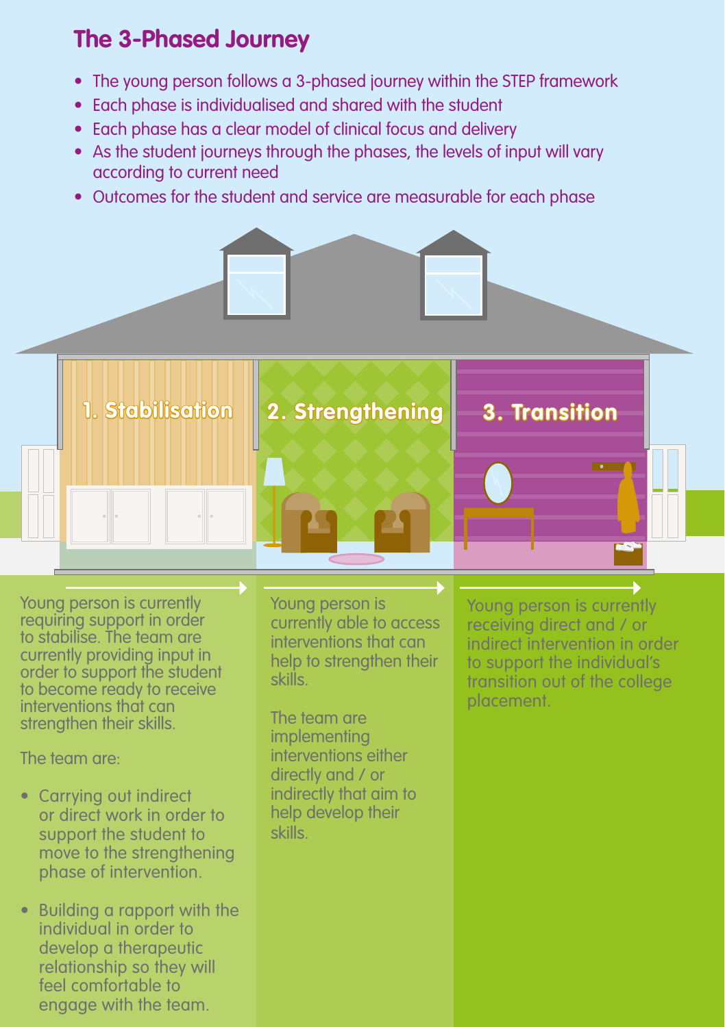## The 3-Phased Journey

- The young person follows a 3-phased journey within the STEP framework
- Each phase is individualised and shared with the student
- Each phase has a clear model of clinical focus and delivery
- As the student journeys through the phases, the levels of input will vary according to current need
- Outcomes for the student and service are measurable for each phase

### 1. Stabilisation

Young person is currently requiring support in order to stabilise. The team are currently providing input in order to support the student to become ready to receive interventions that can strengthen their skills.

The team are:

- Carrying out indirect or direct work in order to support the student to move to the strengthening phase of intervention.
- Building a rapport with the individual in order to develop a therapeutic relationship so they will feel comfortable to engage with the team.

### 2. Strengthening

Young person is currently able to access interventions that can help to strengthen their skills.

The team are implementing interventions either directly and / or indirectly that aim to help develop their skills.

### 3. Transition

Young person is currently receiving direct and / or indirect intervention in order to support the individual's transition out of the college placement.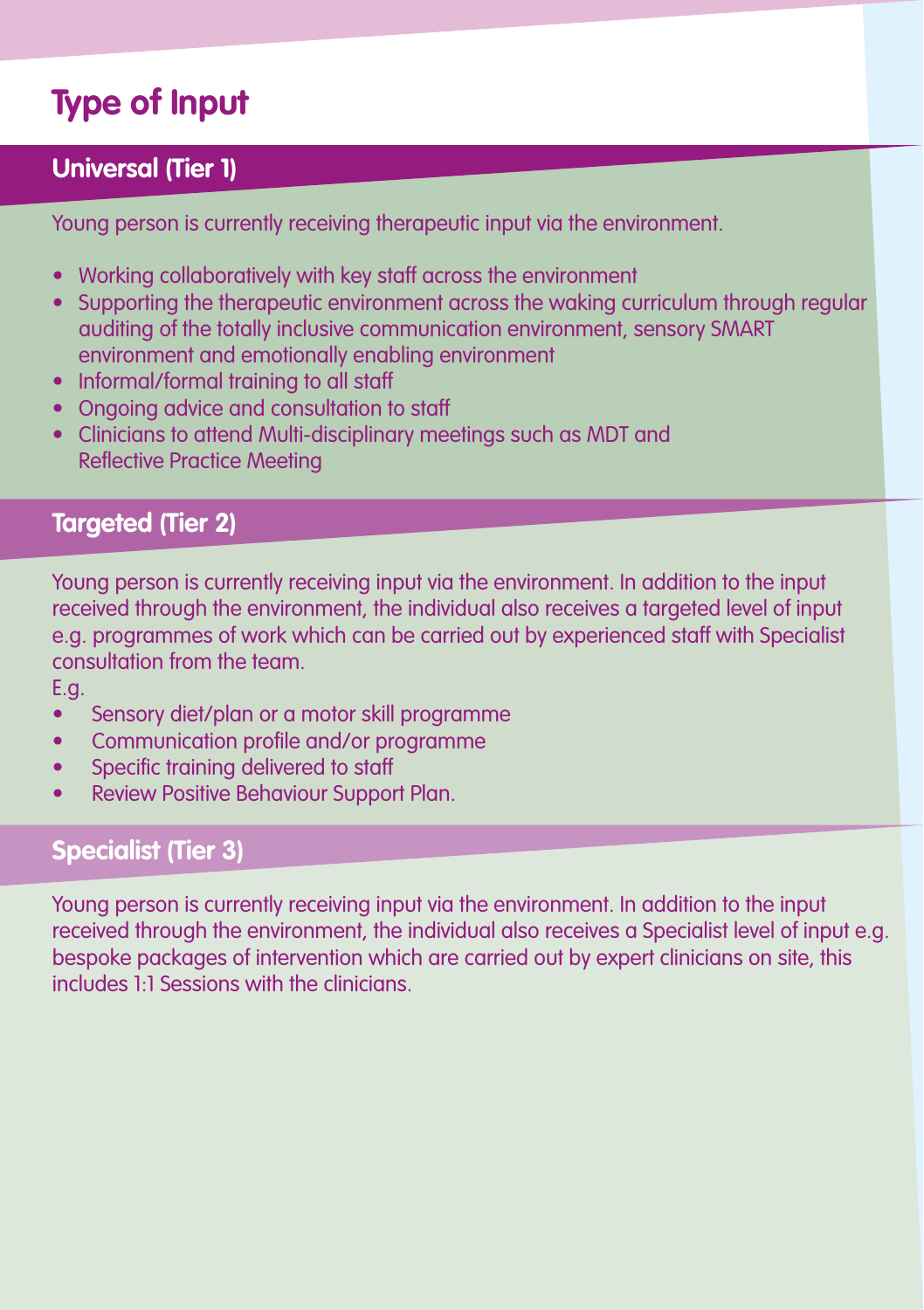# Type of Input

## Universal (Tier 1)

Young person is currently receiving therapeutic input via the environment.

- Working collaboratively with key staff across the environment
- Supporting the therapeutic environment across the waking curriculum through regular auditing of the totally inclusive communication environment, sensory SMART environment and emotionally enabling environment
- Informal/formal training to all staff
- Ongoing advice and consultation to staff
- Clinicians to attend Multi-disciplinary meetings such as MDT and Reflective Practice Meeting

## Targeted (Tier 2)

Young person is currently receiving input via the environment. In addition to the input received through the environment, the individual also receives a targeted level of input e.g. programmes of work which can be carried out by experienced staff with Specialist consultation from the team.

E.g.

- Sensory diet/plan or a motor skill programme
- Communication profile and/or programme
- Specific training delivered to staff
- Review Positive Behaviour Support Plan.

## Specialist (Tier 3)

Young person is currently receiving input via the environment. In addition to the input received through the environment, the individual also receives a Specialist level of input e.g. bespoke packages of intervention which are carried out by expert clinicians on site, this includes 1:1 Sessions with the clinicians.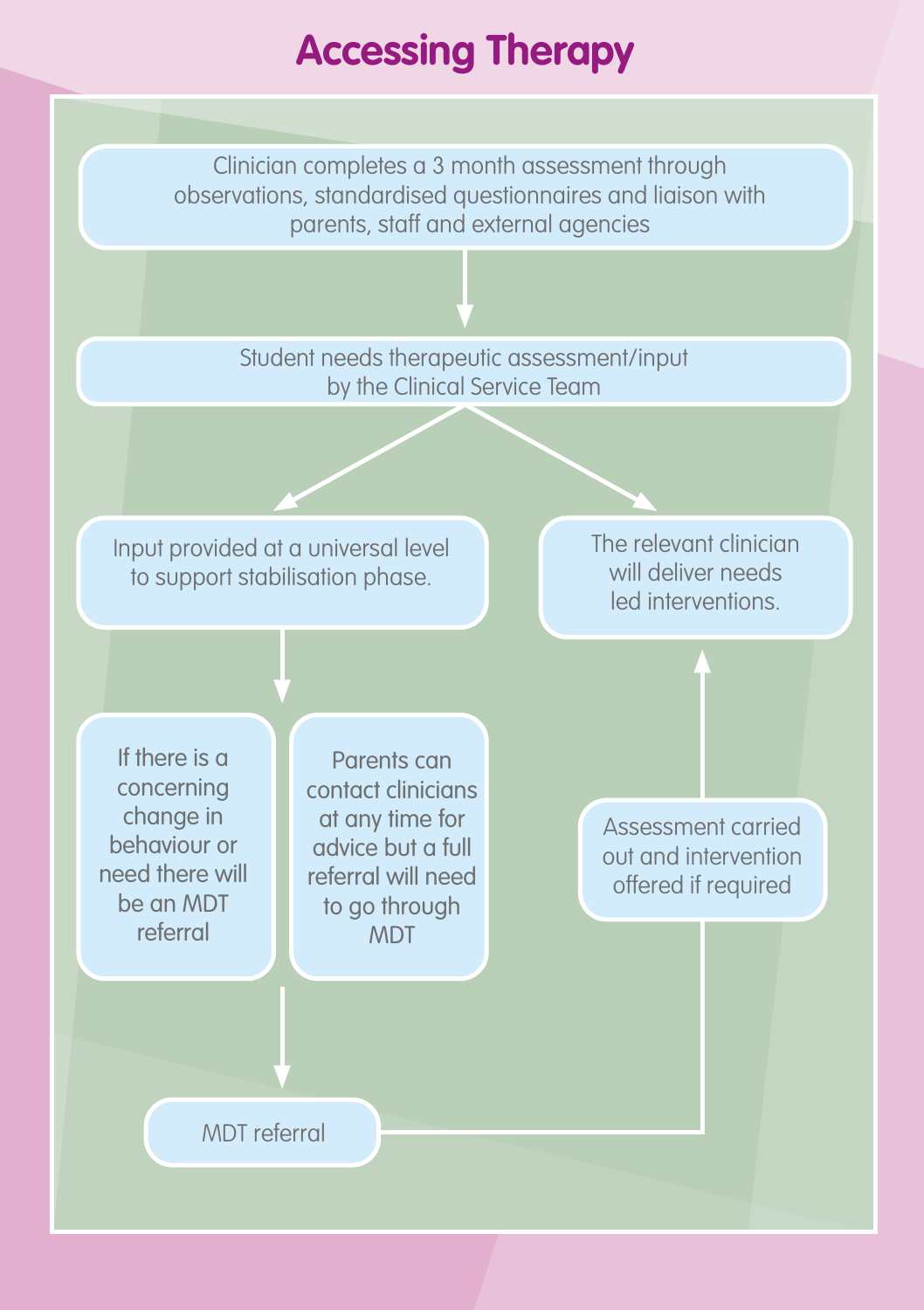# Accessing Therapy

Clinician completes a 3 month assessment through observations, standardised questionnaires and liaison with parents, staff and external agencies

Student needs therapeutic assessment/input by the Clinical Service Team

Input provided at a universal level to support stabilisation phase.

The relevant clinician will deliver needs led interventions.

If there is a concerning change in behaviour or need there will be an MDT referral

Parents can contact clinicians at any time for advice but a full referral will need to go through MDT

Assessment carried out and intervention offered if required

MDT referral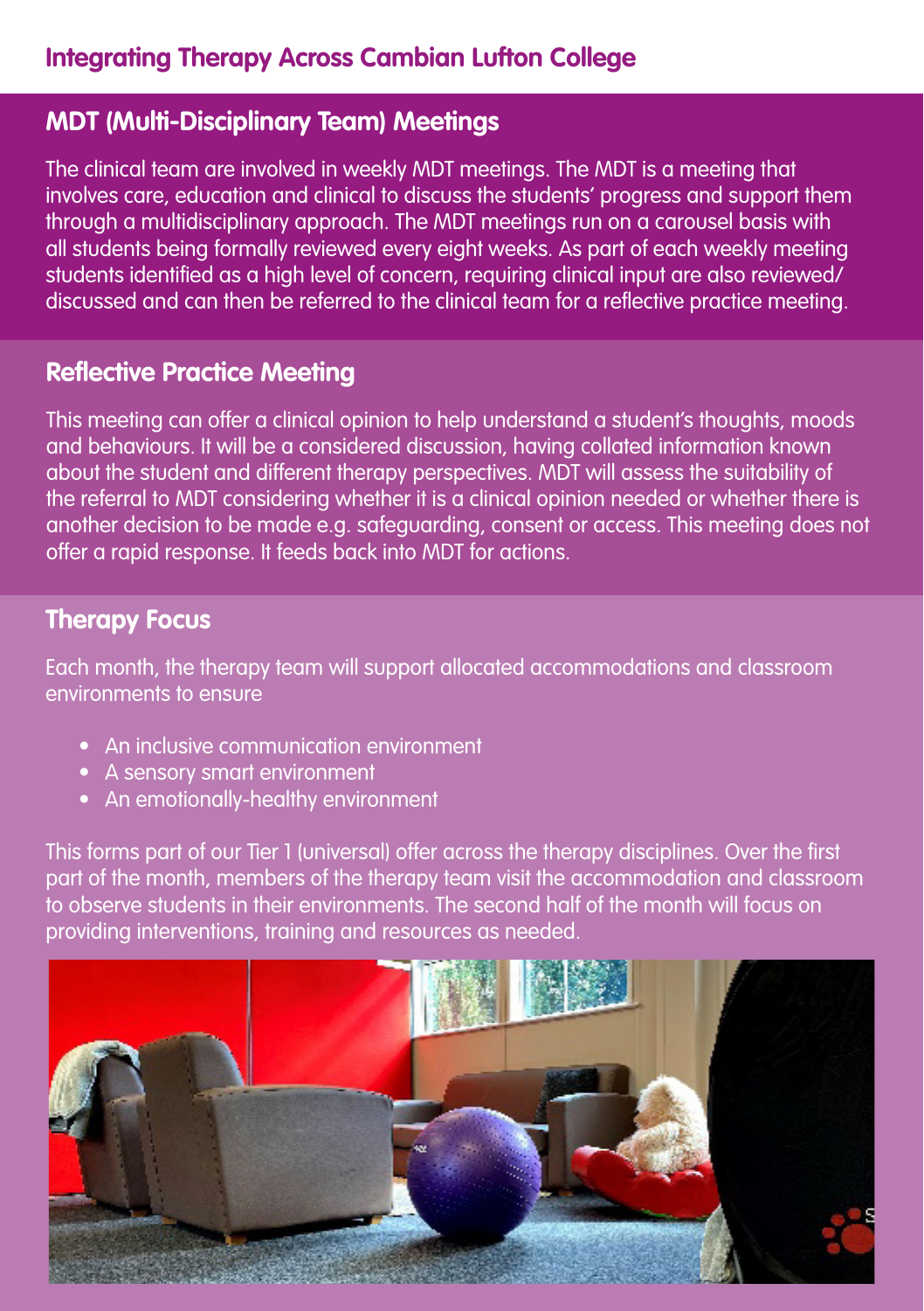# Integrating Therapy Across Cambian Lufton College

## MDT (Multi-Disciplinary Team) Meetings

The clinical team are involved in weekly MDT meetings. The MDT is a meeting that involves care, education and clinical to discuss the students' progress and support them through a multidisciplinary approach. The MDT meetings run on a carousel basis with all students being formally reviewed every eight weeks. As part of each weekly meeting students identified as a high level of concern, requiring clinical input are also reviewed/ discussed and can then be referred to the clinical team for a reflective practice meeting.

## Reflective Practice Meeting

This meeting can offer a clinical opinion to help understand a student's thoughts, moods and behaviours. It will be a considered discussion, having collated information known about the student and different therapy perspectives. MDT will assess the suitability of the referral to MDT considering whether it is a clinical opinion needed or whether there is another decision to be made e.g. safeguarding, consent or access. This meeting does not offer a rapid response. It feeds back into MDT for actions.

## Therapy Focus

Each month, the therapy team will support allocated accommodations and classroom environments to ensure

- An inclusive communication environment
- A sensory smart environment
- An emotionally-healthy environment

This forms part of our Tier 1 (universal) offer across the therapy disciplines. Over the first part of the month, members of the therapy team visit the accommodation and classroom to observe students in their environments. The second half of the month will focus on providing interventions, training and resources as needed.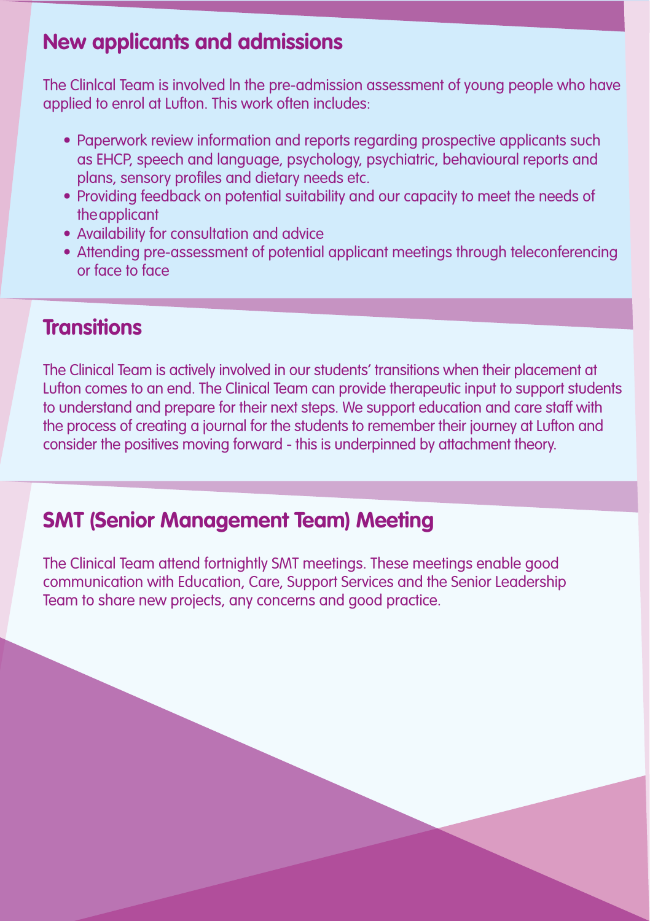## New applicants and admissions

The Clinlcal Team is involved ln the pre-admission assessment of young people who have applied to enrol at Lufton. This work often includes:

- Paperwork review information and reports regarding prospective applicants such as EHCP, speech and language, psychology, psychiatric, behavioural reports and plans, sensory profiles and dietary needs etc.
- Providing feedback on potential suitability and our capacity to meet the needs of theapplicant
- Availability for consultation and advice
- Attending pre-assessment of potential applicant meetings through teleconferencing or face to face

## Transitions

The Clinical Team is actively involved in our students' transitions when their placement at Lufton comes to an end. The Clinical Team can provide therapeutic input to support students to understand and prepare for their next steps. We support education and care staff with the process of creating a journal for the students to remember their journey at Lufton and consider the positives moving forward - this is underpinned by attachment theory.

## SMT (Senior Management Team) Meeting

The Clinical Team attend fortnightly SMT meetings. These meetings enable good communication with Education, Care, Support Services and the Senior Leadership Team to share new projects, any concerns and good practice.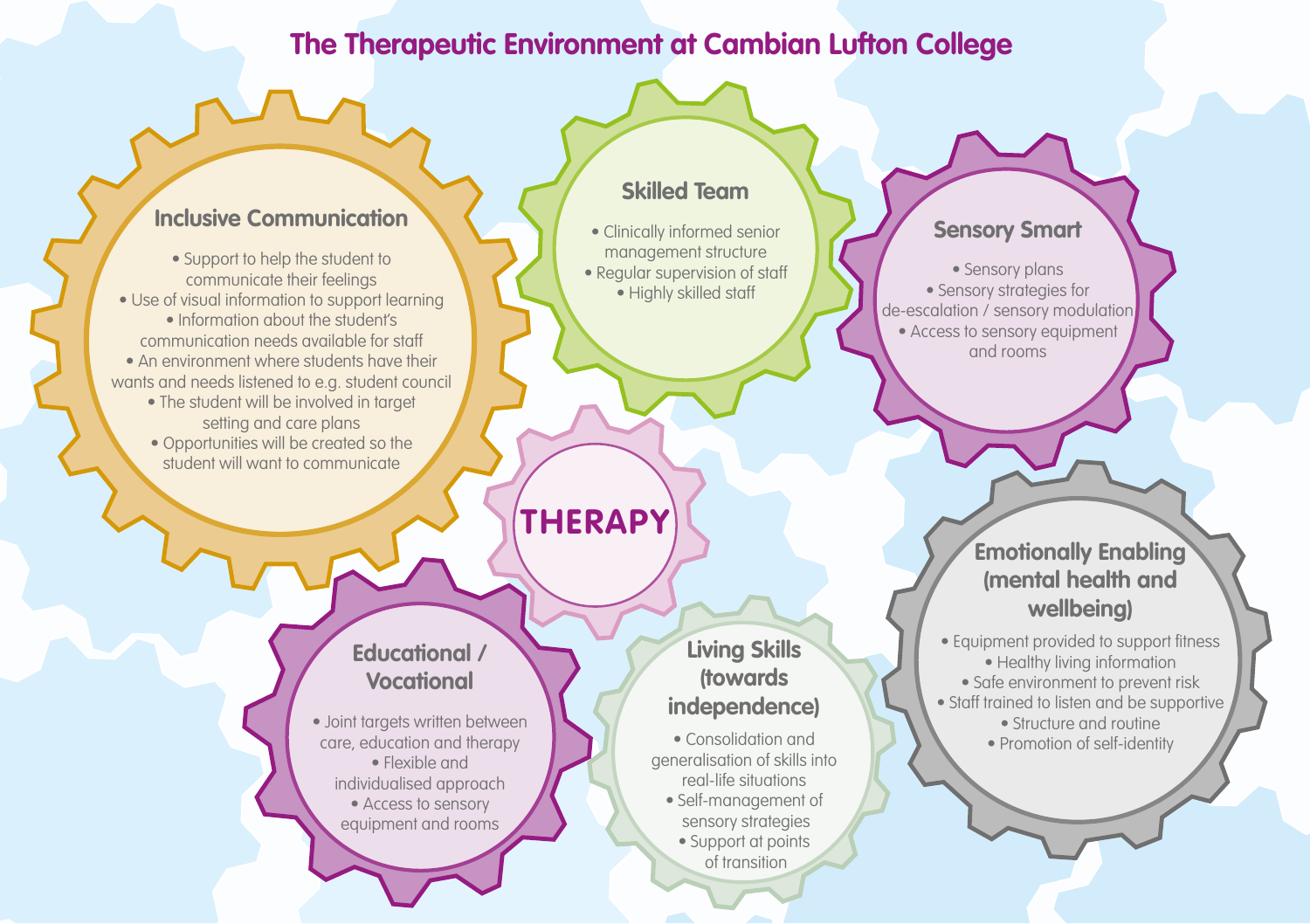# The Therapeutic Environment at Cambian Lufton College

## Inclusive Communication

- Support to help the student to communicate their feelings
- Use of visual information to support learning
- Information about the student's communication needs available for staff
- An environment where students have their wants and needs listened to e.g. student council
- The student will be involved in target setting and care plans
- Opportunities will be created so the student will want to communicate

## Skilled Team

- Clinically informed senior management structure
- Regular supervision of staff
- Highly skilled staff

## Sensory Smart

- Sensory plans
- Sensory strategies for de-escalation / sensory modulation
- Access to sensory equipment and rooms

## THERAPY

## Emotionally Enabling (mental health and wellbeing)

- Equipment provided to support fitness
- Healthy living information
- Safe environment to prevent risk
- Staff trained to listen and be supportive
- Structure and routine
- Promotion of self-identity

## Educational / Vocational

- Joint targets written between care, education and therapy
- Flexible and individualised approach
- Access to sensory equipment and rooms

## Living Skills (towards independence)

- Consolidation and generalisation of skills into real-life situations
- Self-management of sensory strategies
- Support at points of transition